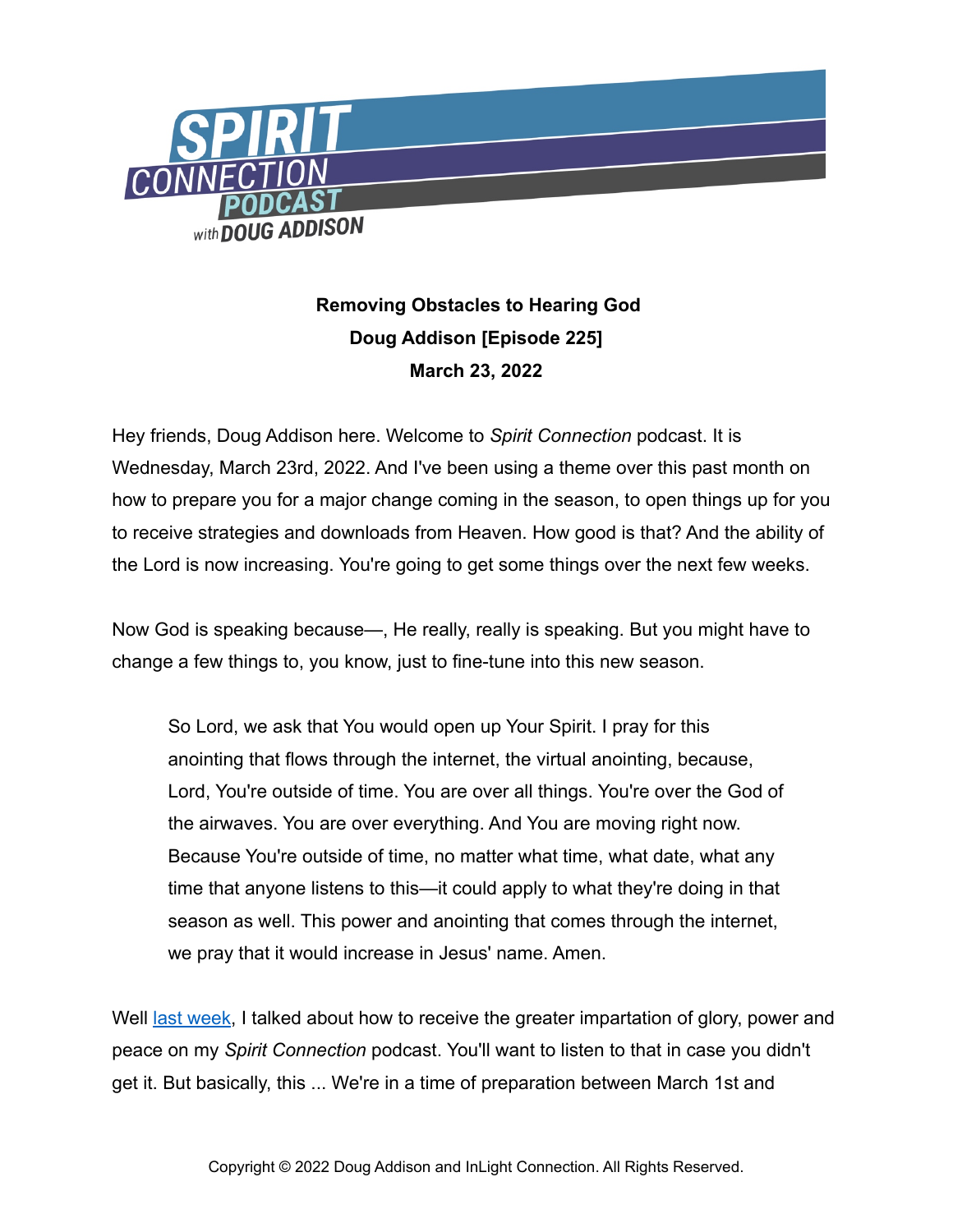# Spirit Connection Podcast with Doug Addison

**Removing Obstacles to Hearing God**
**Doug Addison [Episode 225]**
**March 23, 2022**

Hey friends, Doug Addison here. Welcome to *Spirit Connection* podcast. It is Wednesday, March 23rd, 2022. And I've been using a theme over this past month on how to prepare you for a major change coming in the season, to open things up for you to receive strategies and downloads from Heaven. How good is that? And the ability of the Lord is now increasing. You're going to get some things over the next few weeks.

Now God is speaking because—, He really, really is speaking. But you might have to change a few things to, you know, just to fine-tune into this new season.

> So Lord, we ask that You would open up Your Spirit. I pray for this anointing that flows through the internet, the virtual anointing, because, Lord, You're outside of time. You are over all things. You're over the God of the airwaves. You are over everything. And You are moving right now. Because You're outside of time, no matter what time, what date, what any time that anyone listens to this—it could apply to what they're doing in that season as well. This power and anointing that comes through the internet, we pray that it would increase in Jesus' name. Amen.

Well [last week](), I talked about how to receive the greater impartation of glory, power and peace on my *Spirit Connection* podcast. You'll want to listen to that in case you didn't get it. But basically, this ... We're in a time of preparation between March 1st and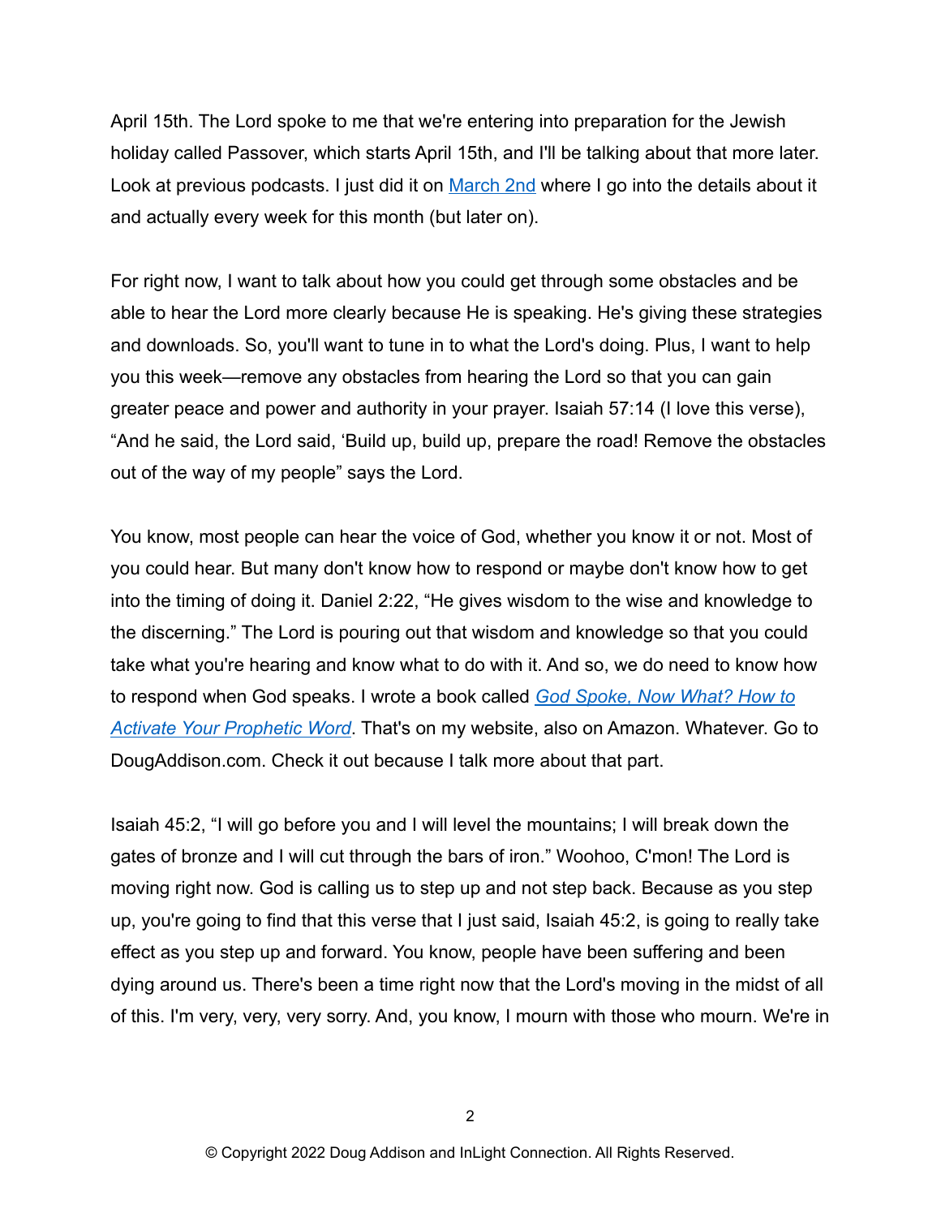April 15th. The Lord spoke to me that we're entering into preparation for the Jewish holiday called Passover, which starts April 15th, and I'll be talking about that more later. Look at previous podcasts. I just did it on [March 2nd](#) where I go into the details about it and actually every week for this month (but later on).

For right now, I want to talk about how you could get through some obstacles and be able to hear the Lord more clearly because He is speaking. He's giving these strategies and downloads. So, you'll want to tune in to what the Lord's doing. Plus, I want to help you this week—remove any obstacles from hearing the Lord so that you can gain greater peace and power and authority in your prayer. Isaiah 57:14 (I love this verse), "And he said, the Lord said, 'Build up, build up, prepare the road! Remove the obstacles out of the way of my people" says the Lord.

You know, most people can hear the voice of God, whether you know it or not. Most of you could hear. But many don't know how to respond or maybe don't know how to get into the timing of doing it. Daniel 2:22, "He gives wisdom to the wise and knowledge to the discerning." The Lord is pouring out that wisdom and knowledge so that you could take what you're hearing and know what to do with it. And so, we do need to know how to respond when God speaks. I wrote a book called *[God Spoke, Now What? How to Activate Your Prophetic Word](#)*. That's on my website, also on Amazon. Whatever. Go to DougAddison.com. Check it out because I talk more about that part.

Isaiah 45:2, "I will go before you and I will level the mountains; I will break down the gates of bronze and I will cut through the bars of iron." Woohoo, C'mon! The Lord is moving right now. God is calling us to step up and not step back. Because as you step up, you're going to find that this verse that I just said, Isaiah 45:2, is going to really take effect as you step up and forward. You know, people have been suffering and been dying around us. There's been a time right now that the Lord's moving in the midst of all of this. I'm very, very, very sorry. And, you know, I mourn with those who mourn. We're in

© Copyright 2022 Doug Addison and InLight Connection. All Rights Reserved.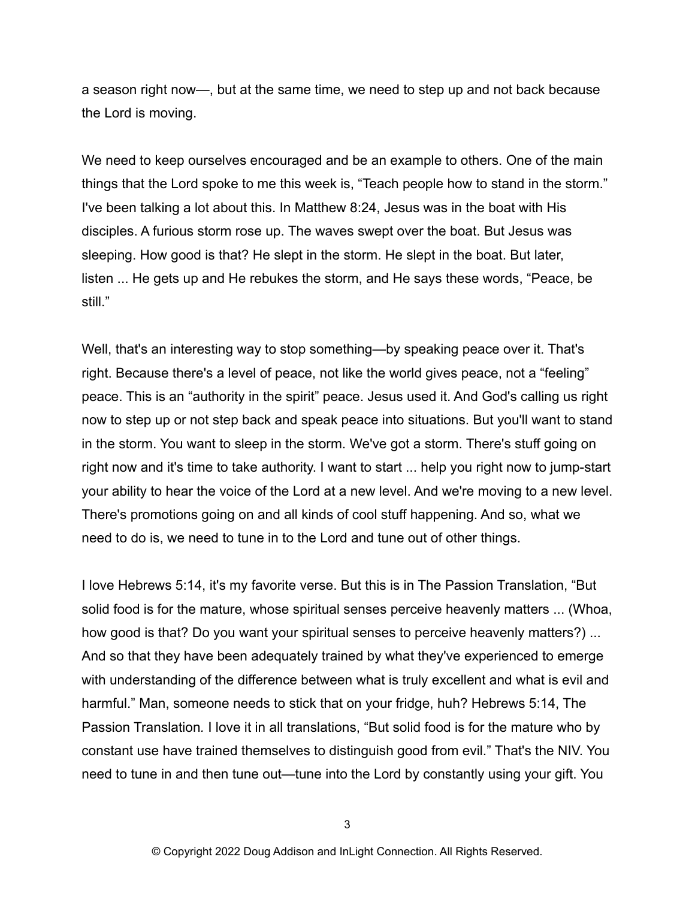a season right now—, but at the same time, we need to step up and not back because the Lord is moving.

We need to keep ourselves encouraged and be an example to others. One of the main things that the Lord spoke to me this week is, “Teach people how to stand in the storm.” I've been talking a lot about this. In Matthew 8:24, Jesus was in the boat with His disciples. A furious storm rose up. The waves swept over the boat. But Jesus was sleeping. How good is that? He slept in the storm. He slept in the boat. But later, listen ... He gets up and He rebukes the storm, and He says these words, “Peace, be still.”

Well, that's an interesting way to stop something—by speaking peace over it. That's right. Because there's a level of peace, not like the world gives peace, not a “feeling” peace. This is an “authority in the spirit” peace. Jesus used it. And God's calling us right now to step up or not step back and speak peace into situations. But you'll want to stand in the storm. You want to sleep in the storm. We've got a storm. There's stuff going on right now and it's time to take authority. I want to start ... help you right now to jump-start your ability to hear the voice of the Lord at a new level. And we're moving to a new level. There's promotions going on and all kinds of cool stuff happening. And so, what we need to do is, we need to tune in to the Lord and tune out of other things.

I love Hebrews 5:14, it's my favorite verse. But this is in The Passion Translation, “But solid food is for the mature, whose spiritual senses perceive heavenly matters ... (Whoa, how good is that? Do you want your spiritual senses to perceive heavenly matters?) ... And so that they have been adequately trained by what they've experienced to emerge with understanding of the difference between what is truly excellent and what is evil and harmful.” Man, someone needs to stick that on your fridge, huh? Hebrews 5:14, The Passion Translation*.* I love it in all translations, “But solid food is for the mature who by constant use have trained themselves to distinguish good from evil.” That's the NIV. You need to tune in and then tune out—tune into the Lord by constantly using your gift. You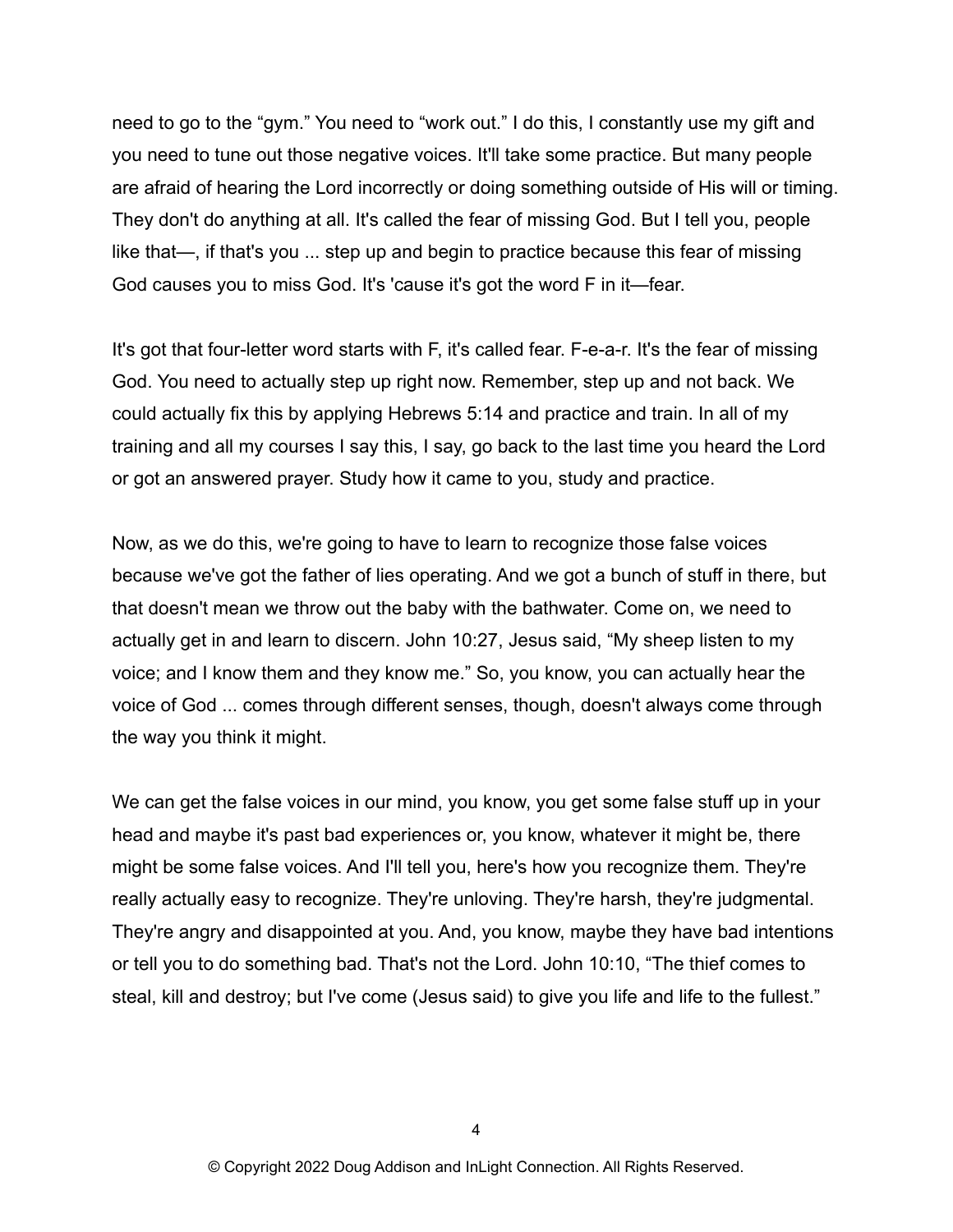need to go to the "gym." You need to "work out." I do this, I constantly use my gift and you need to tune out those negative voices. It'll take some practice. But many people are afraid of hearing the Lord incorrectly or doing something outside of His will or timing. They don't do anything at all. It's called the fear of missing God. But I tell you, people like that—, if that's you ... step up and begin to practice because this fear of missing God causes you to miss God. It's 'cause it's got the word F in it—fear.

It's got that four-letter word starts with F, it's called fear. F-e-a-r. It's the fear of missing God. You need to actually step up right now. Remember, step up and not back. We could actually fix this by applying Hebrews 5:14 and practice and train. In all of my training and all my courses I say this, I say, go back to the last time you heard the Lord or got an answered prayer. Study how it came to you, study and practice.

Now, as we do this, we're going to have to learn to recognize those false voices because we've got the father of lies operating. And we got a bunch of stuff in there, but that doesn't mean we throw out the baby with the bathwater. Come on, we need to actually get in and learn to discern. John 10:27, Jesus said, "My sheep listen to my voice; and I know them and they know me." So, you know, you can actually hear the voice of God ... comes through different senses, though, doesn't always come through the way you think it might.

We can get the false voices in our mind, you know, you get some false stuff up in your head and maybe it's past bad experiences or, you know, whatever it might be, there might be some false voices. And I'll tell you, here's how you recognize them. They're really actually easy to recognize. They're unloving. They're harsh, they're judgmental. They're angry and disappointed at you. And, you know, maybe they have bad intentions or tell you to do something bad. That's not the Lord. John 10:10, "The thief comes to steal, kill and destroy; but I've come (Jesus said) to give you life and life to the fullest."

© Copyright 2022 Doug Addison and InLight Connection. All Rights Reserved.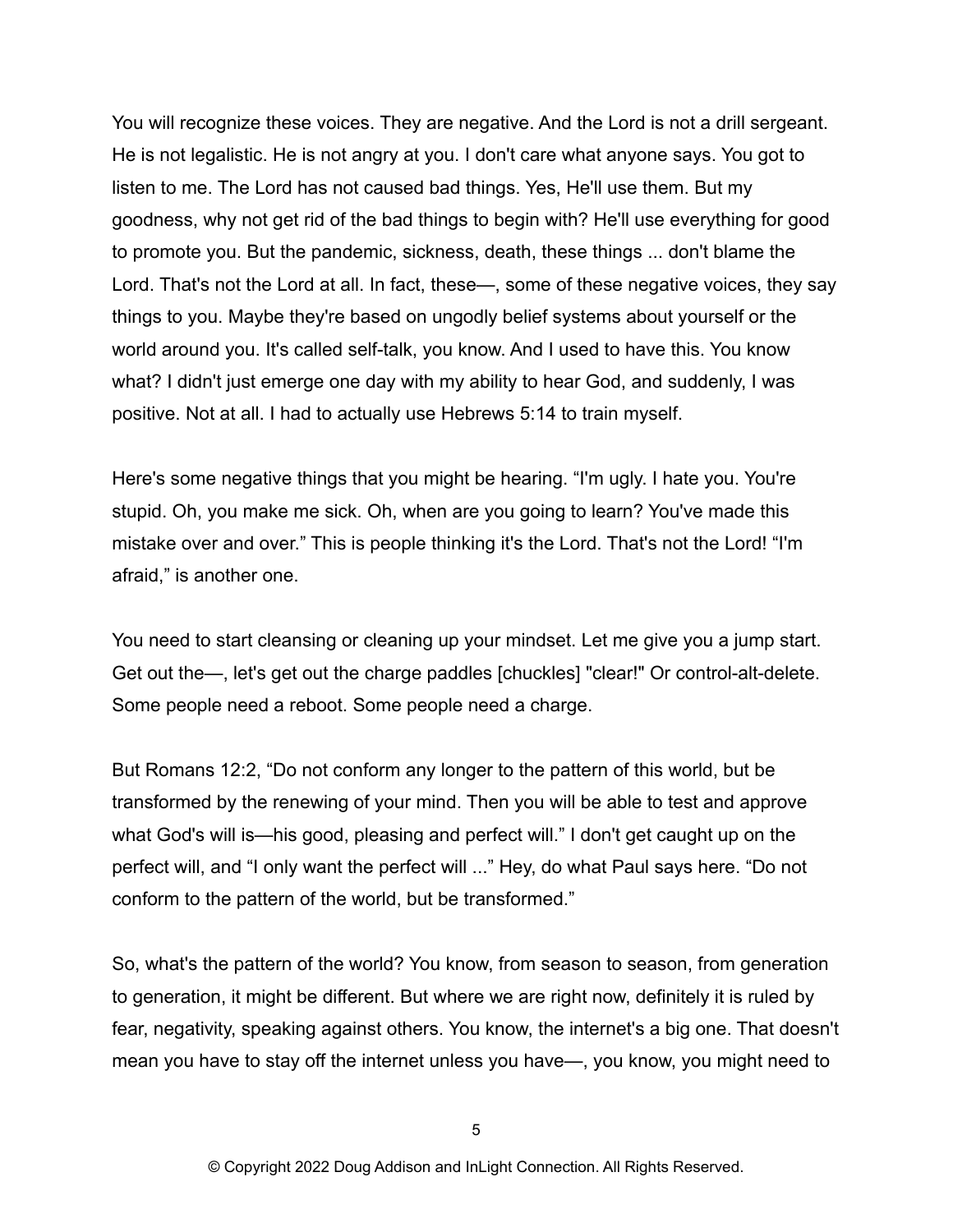You will recognize these voices. They are negative. And the Lord is not a drill sergeant. He is not legalistic. He is not angry at you. I don't care what anyone says. You got to listen to me. The Lord has not caused bad things. Yes, He'll use them. But my goodness, why not get rid of the bad things to begin with? He'll use everything for good to promote you. But the pandemic, sickness, death, these things ... don't blame the Lord. That's not the Lord at all. In fact, these—, some of these negative voices, they say things to you. Maybe they're based on ungodly belief systems about yourself or the world around you. It's called self-talk, you know. And I used to have this. You know what? I didn't just emerge one day with my ability to hear God, and suddenly, I was positive. Not at all. I had to actually use Hebrews 5:14 to train myself.

Here's some negative things that you might be hearing. "I'm ugly. I hate you. You're stupid. Oh, you make me sick. Oh, when are you going to learn? You've made this mistake over and over." This is people thinking it's the Lord. That's not the Lord! "I'm afraid," is another one.

You need to start cleansing or cleaning up your mindset. Let me give you a jump start. Get out the—, let's get out the charge paddles [chuckles] "clear!" Or control-alt-delete. Some people need a reboot. Some people need a charge.

But Romans 12:2, "Do not conform any longer to the pattern of this world, but be transformed by the renewing of your mind. Then you will be able to test and approve what God's will is—his good, pleasing and perfect will." I don't get caught up on the perfect will, and "I only want the perfect will ..." Hey, do what Paul says here. "Do not conform to the pattern of the world, but be transformed."

So, what's the pattern of the world? You know, from season to season, from generation to generation, it might be different. But where we are right now, definitely it is ruled by fear, negativity, speaking against others. You know, the internet's a big one. That doesn't mean you have to stay off the internet unless you have—, you know, you might need to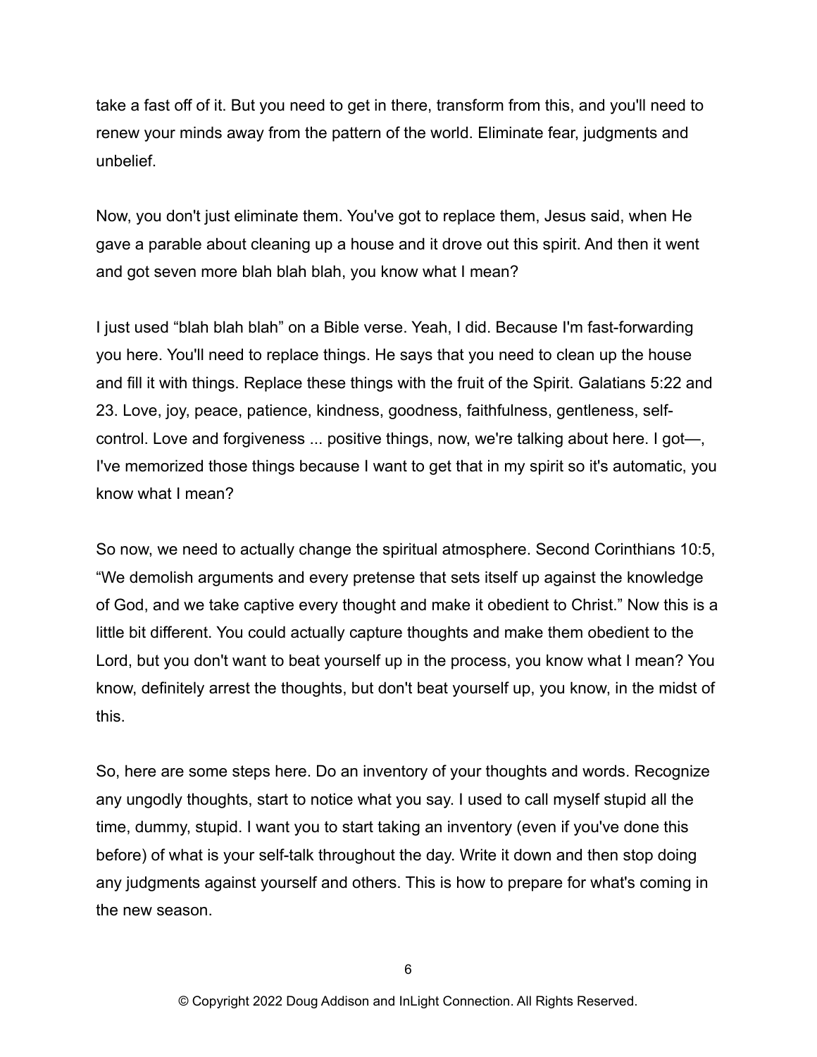take a fast off of it. But you need to get in there, transform from this, and you'll need to renew your minds away from the pattern of the world. Eliminate fear, judgments and unbelief.

Now, you don't just eliminate them. You've got to replace them, Jesus said, when He gave a parable about cleaning up a house and it drove out this spirit. And then it went and got seven more blah blah blah, you know what I mean?

I just used "blah blah blah" on a Bible verse. Yeah, I did. Because I'm fast-forwarding you here. You'll need to replace things. He says that you need to clean up the house and fill it with things. Replace these things with the fruit of the Spirit. Galatians 5:22 and 23. Love, joy, peace, patience, kindness, goodness, faithfulness, gentleness, self-control. Love and forgiveness ... positive things, now, we're talking about here. I got—, I've memorized those things because I want to get that in my spirit so it's automatic, you know what I mean?

So now, we need to actually change the spiritual atmosphere. Second Corinthians 10:5, "We demolish arguments and every pretense that sets itself up against the knowledge of God, and we take captive every thought and make it obedient to Christ." Now this is a little bit different. You could actually capture thoughts and make them obedient to the Lord, but you don't want to beat yourself up in the process, you know what I mean? You know, definitely arrest the thoughts, but don't beat yourself up, you know, in the midst of this.

So, here are some steps here. Do an inventory of your thoughts and words. Recognize any ungodly thoughts, start to notice what you say. I used to call myself stupid all the time, dummy, stupid. I want you to start taking an inventory (even if you've done this before) of what is your self-talk throughout the day. Write it down and then stop doing any judgments against yourself and others. This is how to prepare for what's coming in the new season.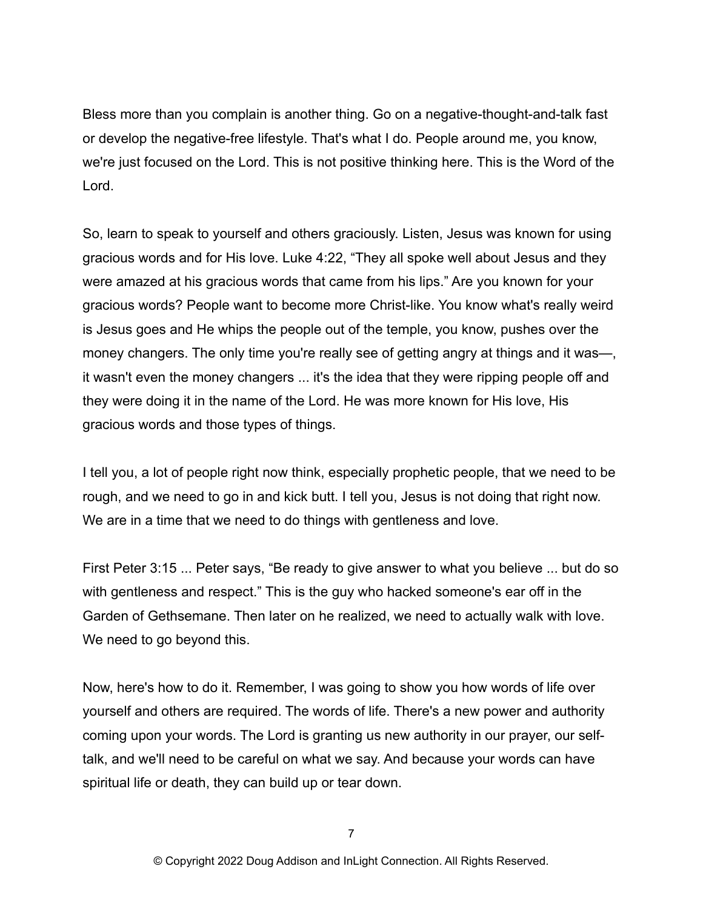Bless more than you complain is another thing. Go on a negative-thought-and-talk fast or develop the negative-free lifestyle. That's what I do. People around me, you know, we're just focused on the Lord. This is not positive thinking here. This is the Word of the Lord.

So, learn to speak to yourself and others graciously. Listen, Jesus was known for using gracious words and for His love. Luke 4:22, “They all spoke well about Jesus and they were amazed at his gracious words that came from his lips.” Are you known for your gracious words? People want to become more Christ-like. You know what's really weird is Jesus goes and He whips the people out of the temple, you know, pushes over the money changers. The only time you're really see of getting angry at things and it was—, it wasn't even the money changers ... it's the idea that they were ripping people off and they were doing it in the name of the Lord. He was more known for His love, His gracious words and those types of things.

I tell you, a lot of people right now think, especially prophetic people, that we need to be rough, and we need to go in and kick butt. I tell you, Jesus is not doing that right now. We are in a time that we need to do things with gentleness and love.

First Peter 3:15 ... Peter says, “Be ready to give answer to what you believe ... but do so with gentleness and respect.” This is the guy who hacked someone's ear off in the Garden of Gethsemane. Then later on he realized, we need to actually walk with love. We need to go beyond this.

Now, here's how to do it. Remember, I was going to show you how words of life over yourself and others are required. The words of life. There's a new power and authority coming upon your words. The Lord is granting us new authority in our prayer, our self-talk, and we'll need to be careful on what we say. And because your words can have spiritual life or death, they can build up or tear down.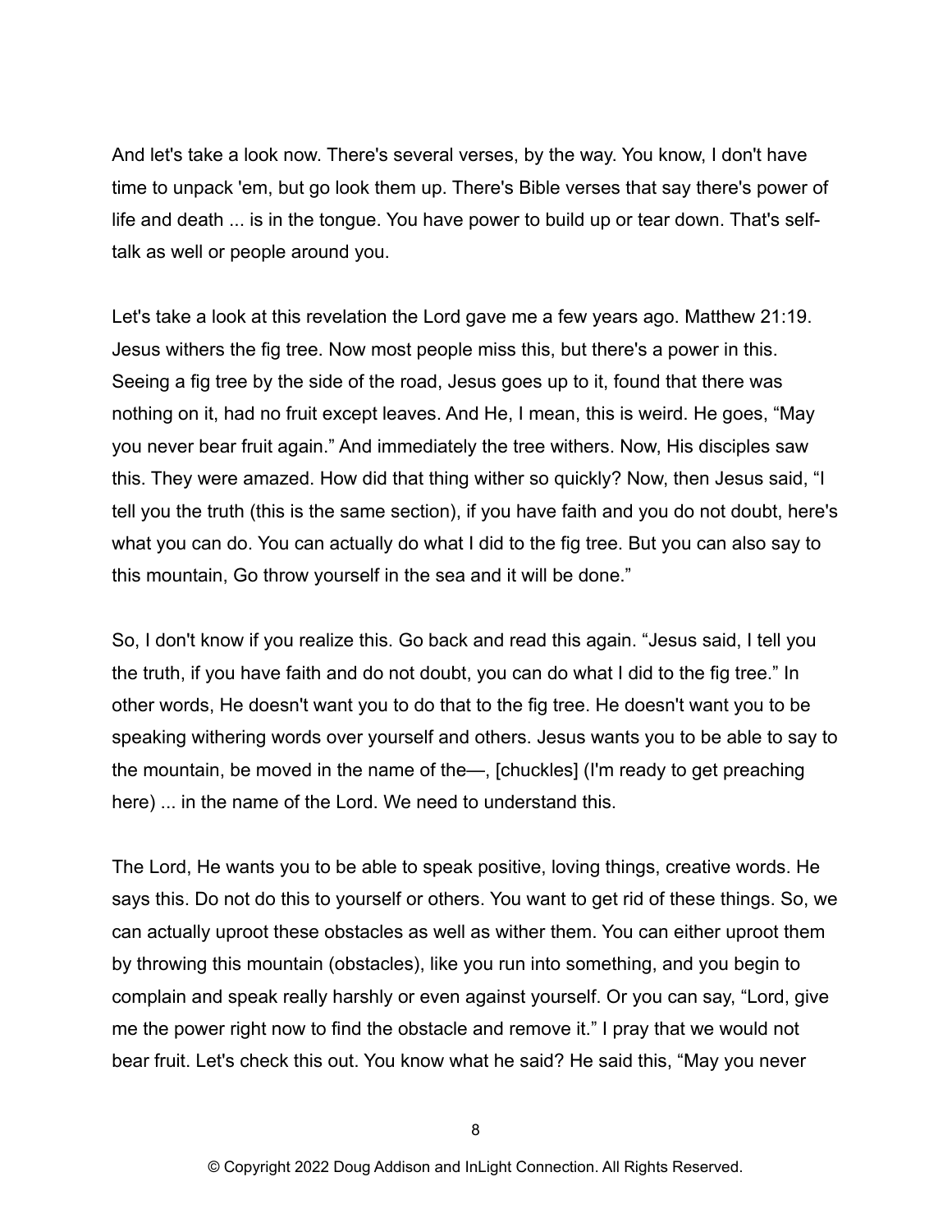And let's take a look now. There's several verses, by the way. You know, I don't have time to unpack 'em, but go look them up. There's Bible verses that say there's power of life and death ... is in the tongue. You have power to build up or tear down. That's self-talk as well or people around you.

Let's take a look at this revelation the Lord gave me a few years ago. Matthew 21:19. Jesus withers the fig tree. Now most people miss this, but there's a power in this. Seeing a fig tree by the side of the road, Jesus goes up to it, found that there was nothing on it, had no fruit except leaves. And He, I mean, this is weird. He goes, "May you never bear fruit again." And immediately the tree withers. Now, His disciples saw this. They were amazed. How did that thing wither so quickly? Now, then Jesus said, "I tell you the truth (this is the same section), if you have faith and you do not doubt, here's what you can do. You can actually do what I did to the fig tree. But you can also say to this mountain, Go throw yourself in the sea and it will be done."

So, I don't know if you realize this. Go back and read this again. "Jesus said, I tell you the truth, if you have faith and do not doubt, you can do what I did to the fig tree." In other words, He doesn't want you to do that to the fig tree. He doesn't want you to be speaking withering words over yourself and others. Jesus wants you to be able to say to the mountain, be moved in the name of the—, [chuckles] (I'm ready to get preaching here) ... in the name of the Lord. We need to understand this.

The Lord, He wants you to be able to speak positive, loving things, creative words. He says this. Do not do this to yourself or others. You want to get rid of these things. So, we can actually uproot these obstacles as well as wither them. You can either uproot them by throwing this mountain (obstacles), like you run into something, and you begin to complain and speak really harshly or even against yourself. Or you can say, "Lord, give me the power right now to find the obstacle and remove it." I pray that we would not bear fruit. Let's check this out. You know what he said? He said this, "May you never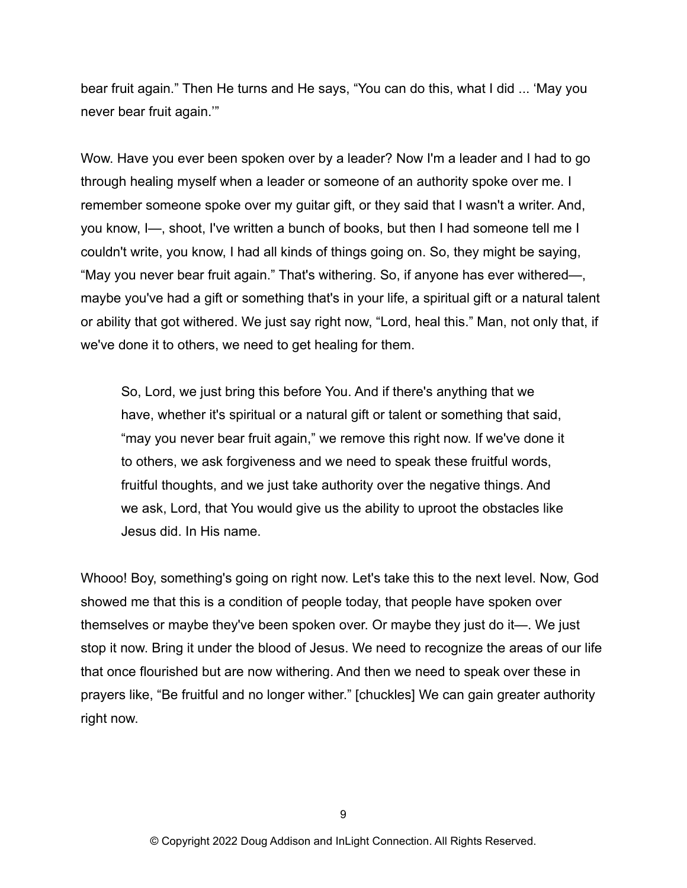bear fruit again." Then He turns and He says, "You can do this, what I did ... 'May you never bear fruit again.'"

Wow. Have you ever been spoken over by a leader? Now I'm a leader and I had to go through healing myself when a leader or someone of an authority spoke over me. I remember someone spoke over my guitar gift, or they said that I wasn't a writer. And, you know, I—, shoot, I've written a bunch of books, but then I had someone tell me I couldn't write, you know, I had all kinds of things going on. So, they might be saying, "May you never bear fruit again." That's withering. So, if anyone has ever withered—, maybe you've had a gift or something that's in your life, a spiritual gift or a natural talent or ability that got withered. We just say right now, "Lord, heal this." Man, not only that, if we've done it to others, we need to get healing for them.

> So, Lord, we just bring this before You. And if there's anything that we have, whether it's spiritual or a natural gift or talent or something that said, "may you never bear fruit again," we remove this right now. If we've done it to others, we ask forgiveness and we need to speak these fruitful words, fruitful thoughts, and we just take authority over the negative things. And we ask, Lord, that You would give us the ability to uproot the obstacles like Jesus did. In His name.

Whooo! Boy, something's going on right now. Let's take this to the next level. Now, God showed me that this is a condition of people today, that people have spoken over themselves or maybe they've been spoken over. Or maybe they just do it—. We just stop it now. Bring it under the blood of Jesus. We need to recognize the areas of our life that once flourished but are now withering. And then we need to speak over these in prayers like, "Be fruitful and no longer wither." [chuckles] We can gain greater authority right now.

© Copyright 2022 Doug Addison and InLight Connection. All Rights Reserved.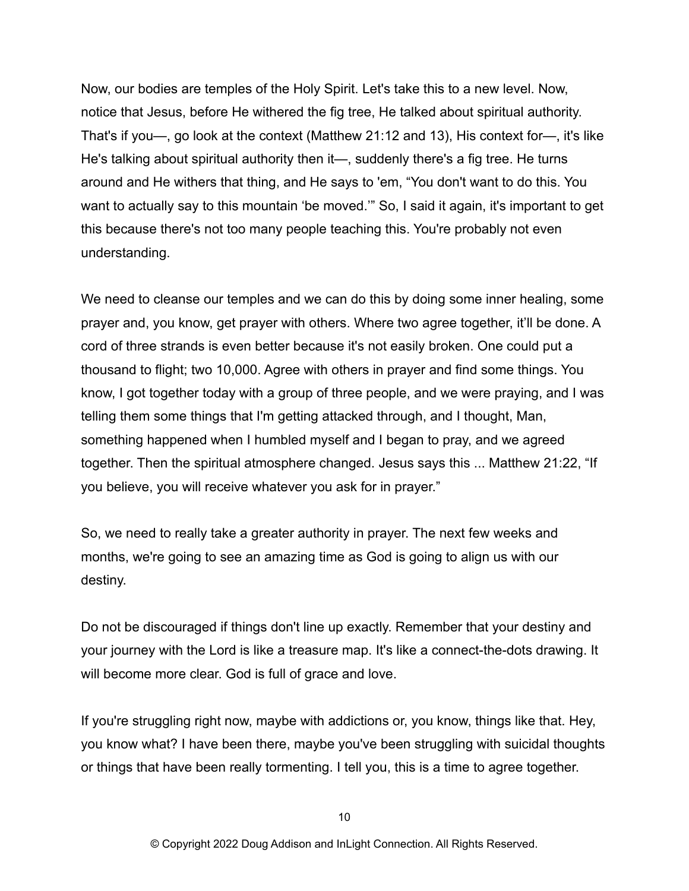Now, our bodies are temples of the Holy Spirit. Let's take this to a new level. Now, notice that Jesus, before He withered the fig tree, He talked about spiritual authority. That's if you—, go look at the context (Matthew 21:12 and 13), His context for—, it's like He's talking about spiritual authority then it—, suddenly there's a fig tree. He turns around and He withers that thing, and He says to 'em, "You don't want to do this. You want to actually say to this mountain 'be moved.'" So, I said it again, it's important to get this because there's not too many people teaching this. You're probably not even understanding.

We need to cleanse our temples and we can do this by doing some inner healing, some prayer and, you know, get prayer with others. Where two agree together, it'll be done. A cord of three strands is even better because it's not easily broken. One could put a thousand to flight; two 10,000. Agree with others in prayer and find some things. You know, I got together today with a group of three people, and we were praying, and I was telling them some things that I'm getting attacked through, and I thought, Man, something happened when I humbled myself and I began to pray, and we agreed together. Then the spiritual atmosphere changed. Jesus says this ... Matthew 21:22, "If you believe, you will receive whatever you ask for in prayer."

So, we need to really take a greater authority in prayer. The next few weeks and months, we're going to see an amazing time as God is going to align us with our destiny.

Do not be discouraged if things don't line up exactly. Remember that your destiny and your journey with the Lord is like a treasure map. It's like a connect-the-dots drawing. It will become more clear. God is full of grace and love.

If you're struggling right now, maybe with addictions or, you know, things like that. Hey, you know what? I have been there, maybe you've been struggling with suicidal thoughts or things that have been really tormenting. I tell you, this is a time to agree together.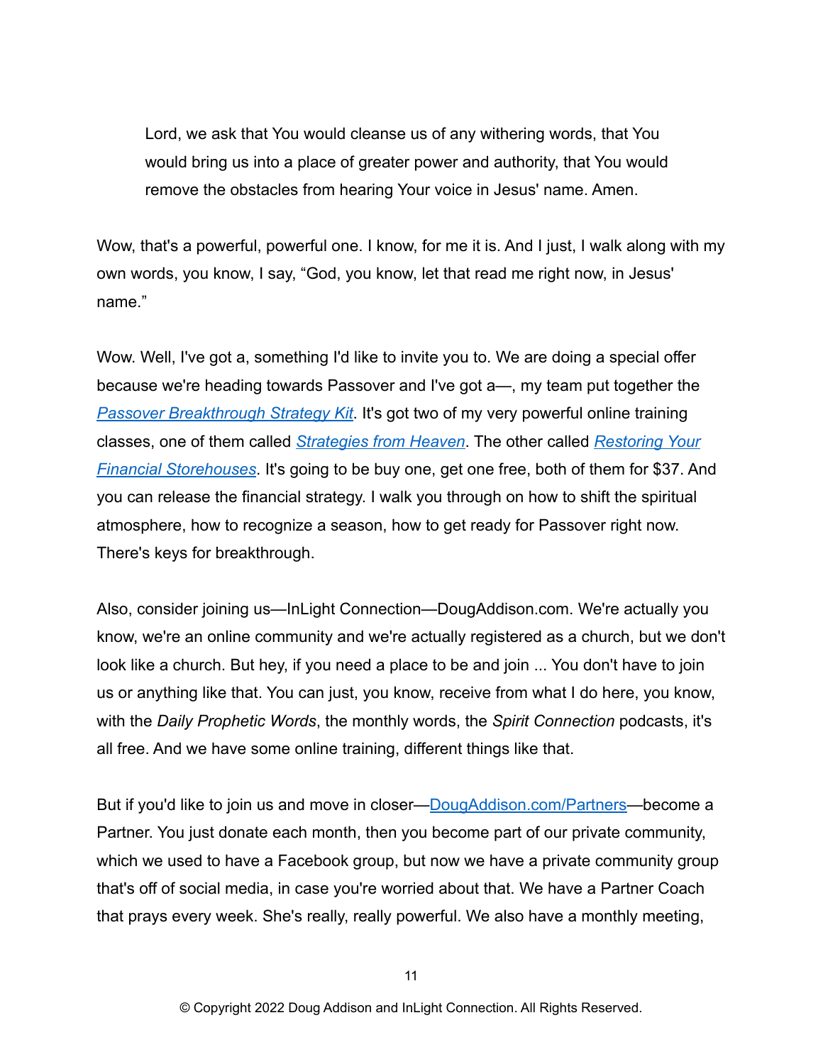> Lord, we ask that You would cleanse us of any withering words, that You would bring us into a place of greater power and authority, that You would remove the obstacles from hearing Your voice in Jesus' name. Amen.

Wow, that's a powerful, powerful one. I know, for me it is. And I just, I walk along with my own words, you know, I say, "God, you know, let that read me right now, in Jesus' name."

Wow. Well, I've got a, something I'd like to invite you to. We are doing a special offer because we're heading towards Passover and I've got a—, my team put together the [*Passover Breakthrough Strategy Kit*](). It's got two of my very powerful online training classes, one of them called [*Strategies from Heaven*](). The other called [*Restoring Your Financial Storehouses*](). It's going to be buy one, get one free, both of them for $37. And you can release the financial strategy. I walk you through on how to shift the spiritual atmosphere, how to recognize a season, how to get ready for Passover right now. There's keys for breakthrough.

Also, consider joining us—InLight Connection—DougAddison.com. We're actually you know, we're an online community and we're actually registered as a church, but we don't look like a church. But hey, if you need a place to be and join ... You don't have to join us or anything like that. You can just, you know, receive from what I do here, you know, with the *Daily Prophetic Words*, the monthly words, the *Spirit Connection* podcasts, it's all free. And we have some online training, different things like that.

But if you'd like to join us and move in closer—[DougAddison.com/Partners]()—become a Partner. You just donate each month, then you become part of our private community, which we used to have a Facebook group, but now we have a private community group that's off of social media, in case you're worried about that. We have a Partner Coach that prays every week. She's really, really powerful. We also have a monthly meeting,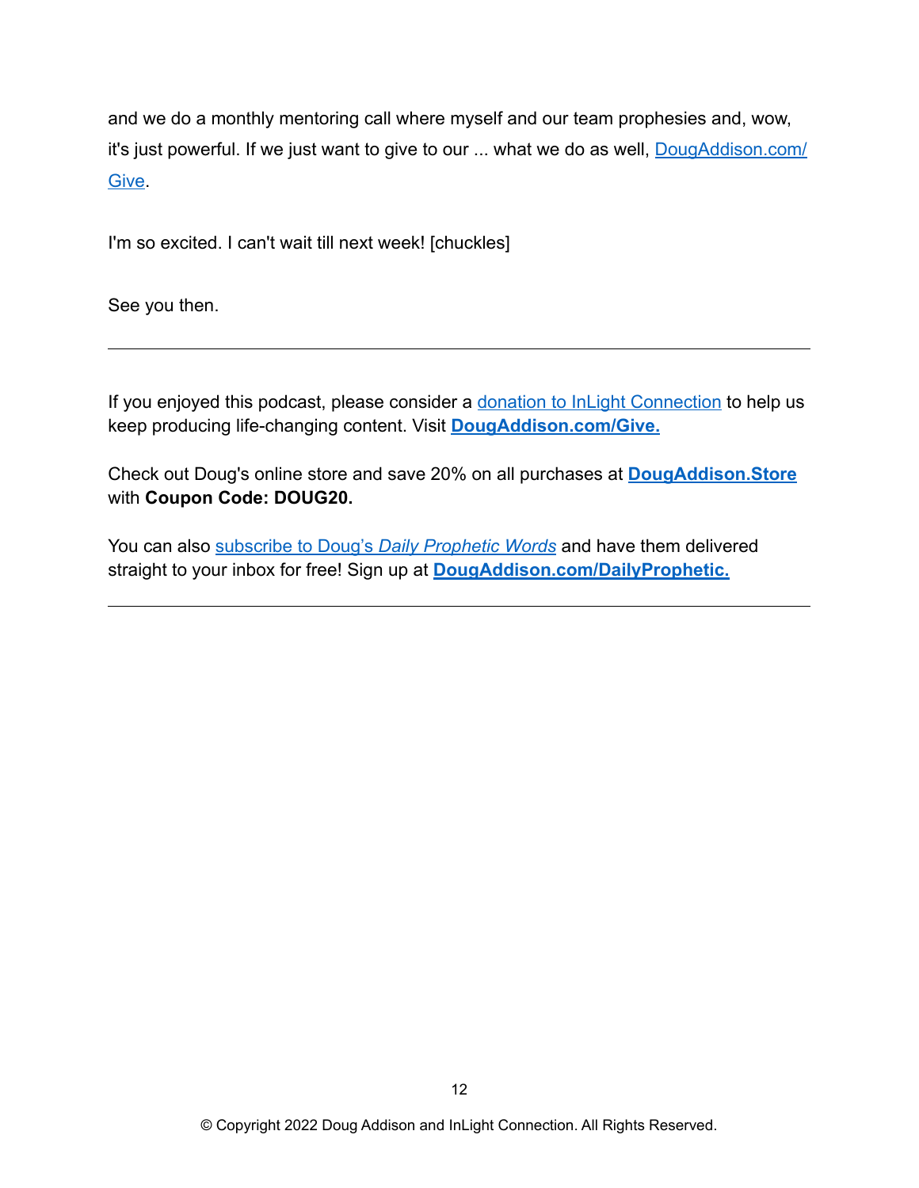and we do a monthly mentoring call where myself and our team prophesies and, wow, it's just powerful. If we just want to give to our ... what we do as well, DougAddison.com/Give.

I'm so excited. I can't wait till next week! [chuckles]

See you then.

---

If you enjoyed this podcast, please consider a donation to InLight Connection to help us keep producing life-changing content. Visit **DougAddison.com/Give.**

Check out Doug's online store and save 20% on all purchases at **DougAddison.Store** with **Coupon Code: DOUG20.**

You can also subscribe to Doug's *Daily Prophetic Words* and have them delivered straight to your inbox for free! Sign up at **DougAddison.com/DailyProphetic.**

---

© Copyright 2022 Doug Addison and InLight Connection. All Rights Reserved.